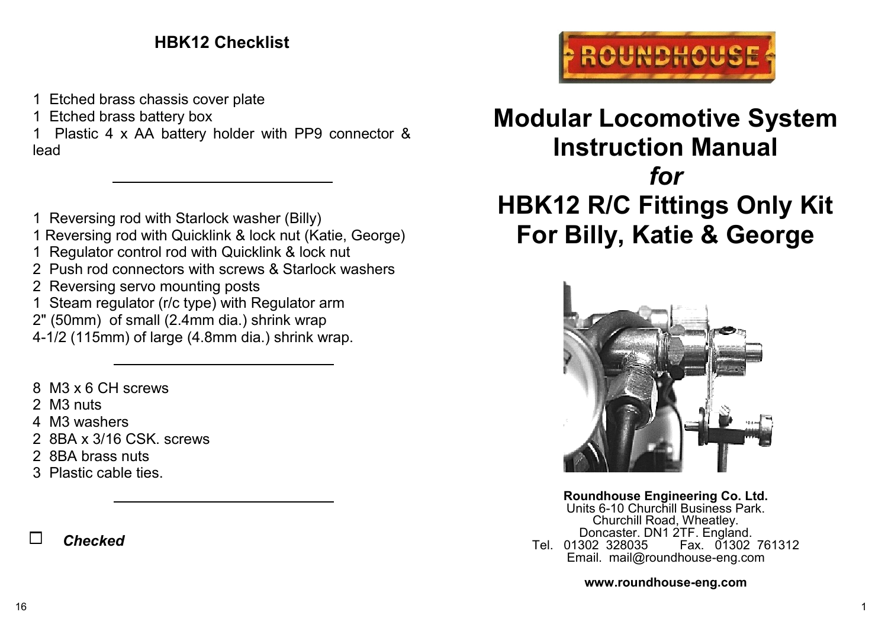## HBK12 Checklist

1 Etched brass chassis cover plate
1 Etched brass battery box
1 Plastic 4 x AA battery holder with PP9 connector & lead

---

1 Reversing rod with Starlock washer (Billy)
1 Reversing rod with Quicklink & lock nut (Katie, George)
1 Regulator control rod with Quicklink & lock nut
2 Push rod connectors with screws & Starlock washers
2 Reversing servo mounting posts
1 Steam regulator (r/c type) with Regulator arm
2" (50mm) of small (2.4mm dia.) shrink wrap
4-1/2 (115mm) of large (4.8mm dia.) shrink wrap.

---

8 M3 x 6 CH screws
2 M3 nuts
4 M3 washers
2 8BA x 3/16 CSK. screws
2 8BA brass nuts
3 Plastic cable ties.

---

☐ ***Checked***

ROUNDHOUSE

# Modular Locomotive System Instruction Manual *for* HBK12 R/C Fittings Only Kit For Billy, Katie & George

**Roundhouse Engineering Co. Ltd.**
Units 6-10 Churchill Business Park.
Churchill Road, Wheatley.
Doncaster. DN1 2TF. England.
Tel. 01302 328035 Fax. 01302 761312
Email. mail@roundhouse-eng.com

**www.roundhouse-eng.com**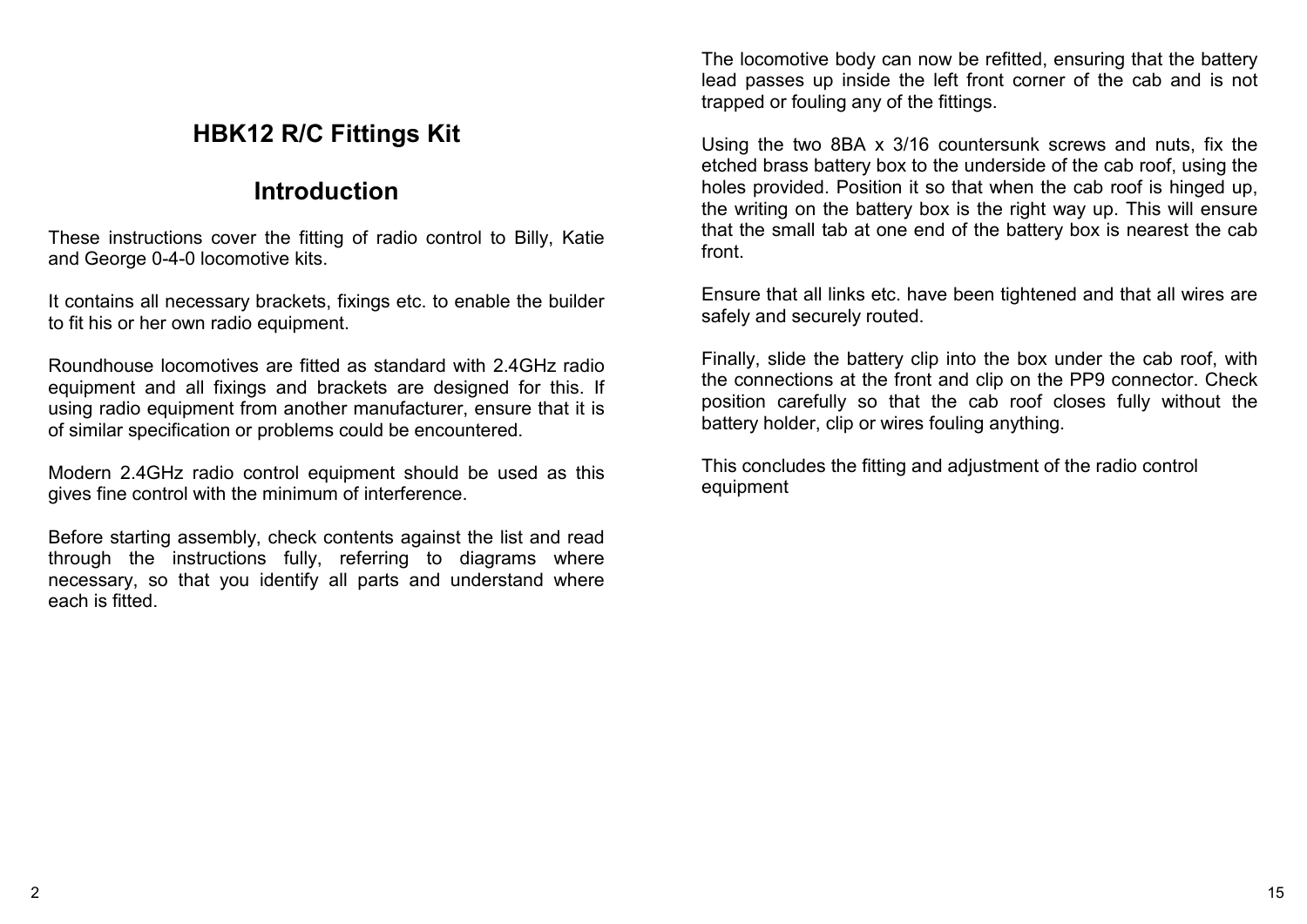# HBK12 R/C Fittings Kit

## Introduction

These instructions cover the fitting of radio control to Billy, Katie and George 0-4-0 locomotive kits.

It contains all necessary brackets, fixings etc. to enable the builder to fit his or her own radio equipment.

Roundhouse locomotives are fitted as standard with 2.4GHz radio equipment and all fixings and brackets are designed for this. If using radio equipment from another manufacturer, ensure that it is of similar specification or problems could be encountered.

Modern 2.4GHz radio control equipment should be used as this gives fine control with the minimum of interference.

Before starting assembly, check contents against the list and read through the instructions fully, referring to diagrams where necessary, so that you identify all parts and understand where each is fitted.

The locomotive body can now be refitted, ensuring that the battery lead passes up inside the left front corner of the cab and is not trapped or fouling any of the fittings.

Using the two 8BA x 3/16 countersunk screws and nuts, fix the etched brass battery box to the underside of the cab roof, using the holes provided. Position it so that when the cab roof is hinged up, the writing on the battery box is the right way up. This will ensure that the small tab at one end of the battery box is nearest the cab front.

Ensure that all links etc. have been tightened and that all wires are safely and securely routed.

Finally, slide the battery clip into the box under the cab roof, with the connections at the front and clip on the PP9 connector. Check position carefully so that the cab roof closes fully without the battery holder, clip or wires fouling anything.

This concludes the fitting and adjustment of the radio control equipment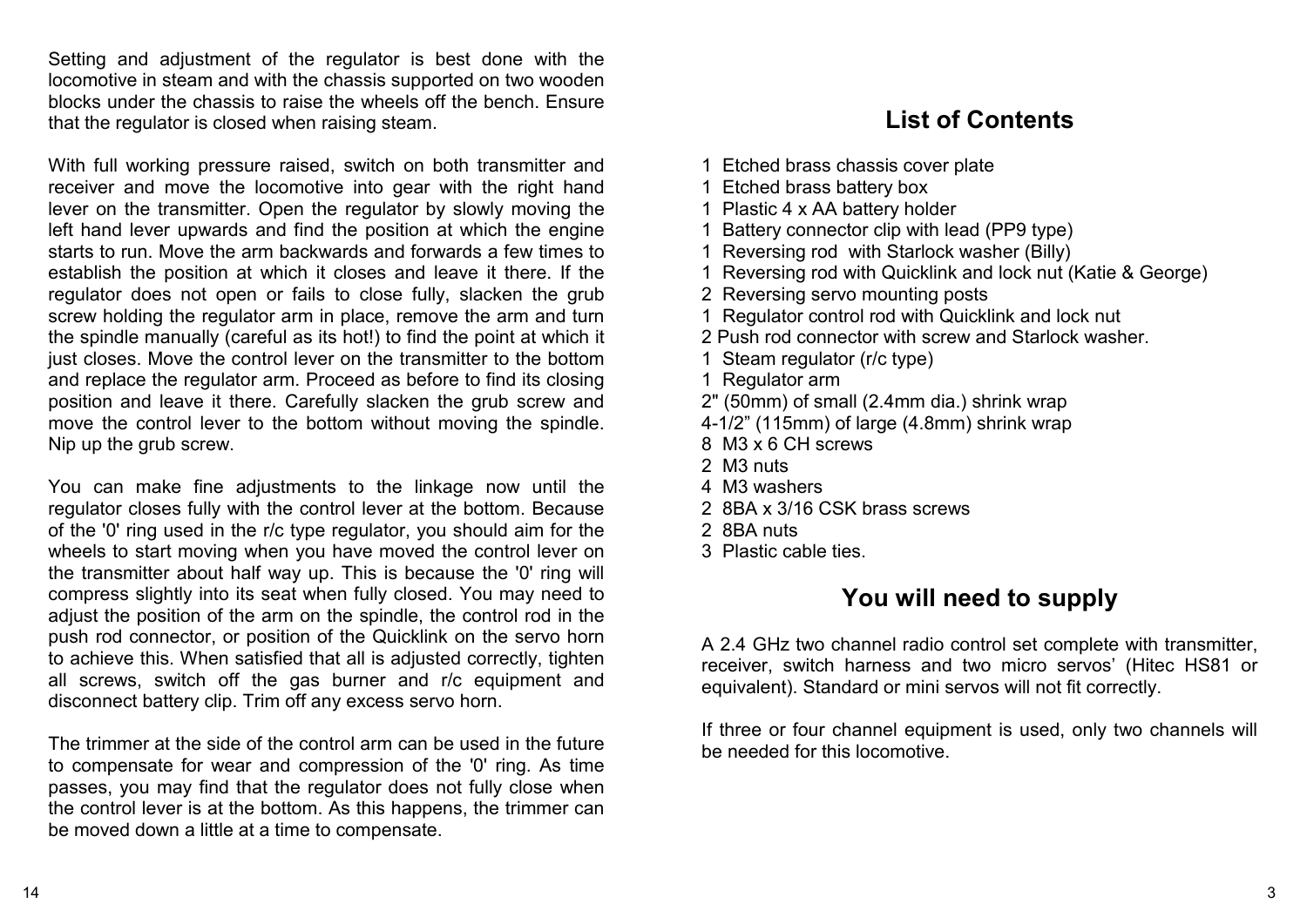Setting and adjustment of the regulator is best done with the locomotive in steam and with the chassis supported on two wooden blocks under the chassis to raise the wheels off the bench. Ensure that the regulator is closed when raising steam.

With full working pressure raised, switch on both transmitter and receiver and move the locomotive into gear with the right hand lever on the transmitter. Open the regulator by slowly moving the left hand lever upwards and find the position at which the engine starts to run. Move the arm backwards and forwards a few times to establish the position at which it closes and leave it there. If the regulator does not open or fails to close fully, slacken the grub screw holding the regulator arm in place, remove the arm and turn the spindle manually (careful as its hot!) to find the point at which it just closes. Move the control lever on the transmitter to the bottom and replace the regulator arm. Proceed as before to find its closing position and leave it there. Carefully slacken the grub screw and move the control lever to the bottom without moving the spindle. Nip up the grub screw.

You can make fine adjustments to the linkage now until the regulator closes fully with the control lever at the bottom. Because of the '0' ring used in the r/c type regulator, you should aim for the wheels to start moving when you have moved the control lever on the transmitter about half way up. This is because the '0' ring will compress slightly into its seat when fully closed. You may need to adjust the position of the arm on the spindle, the control rod in the push rod connector, or position of the Quicklink on the servo horn to achieve this. When satisfied that all is adjusted correctly, tighten all screws, switch off the gas burner and r/c equipment and disconnect battery clip. Trim off any excess servo horn.

The trimmer at the side of the control arm can be used in the future to compensate for wear and compression of the '0' ring. As time passes, you may find that the regulator does not fully close when the control lever is at the bottom. As this happens, the trimmer can be moved down a little at a time to compensate.

## List of Contents

1 Etched brass chassis cover plate
1 Etched brass battery box
1 Plastic 4 x AA battery holder
1 Battery connector clip with lead (PP9 type)
1 Reversing rod with Starlock washer (Billy)
1 Reversing rod with Quicklink and lock nut (Katie & George)
2 Reversing servo mounting posts
1 Regulator control rod with Quicklink and lock nut
2 Push rod connector with screw and Starlock washer.
1 Steam regulator (r/c type)
1 Regulator arm
2" (50mm) of small (2.4mm dia.) shrink wrap
4-1/2" (115mm) of large (4.8mm) shrink wrap
8 M3 x 6 CH screws
2 M3 nuts
4 M3 washers
2 8BA x 3/16 CSK brass screws
2 8BA nuts
3 Plastic cable ties.

## You will need to supply

A 2.4 GHz two channel radio control set complete with transmitter, receiver, switch harness and two micro servos' (Hitec HS81 or equivalent). Standard or mini servos will not fit correctly.

If three or four channel equipment is used, only two channels will be needed for this locomotive.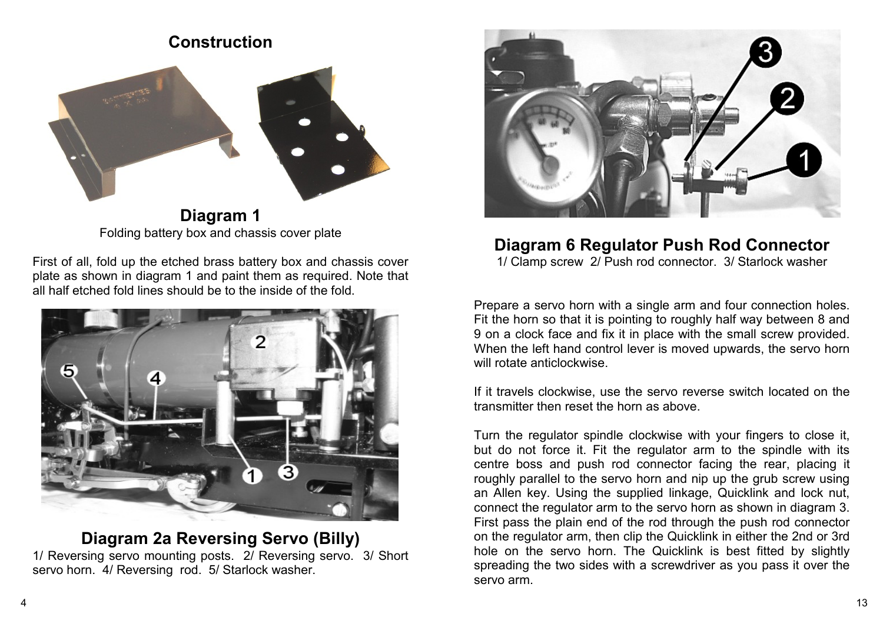# Construction

## Diagram 1

Folding battery box and chassis cover plate

First of all, fold up the etched brass battery box and chassis cover plate as shown in diagram 1 and paint them as required. Note that all half etched fold lines should be to the inside of the fold.

## Diagram 2a Reversing Servo (Billy)

1/ Reversing servo mounting posts. 2/ Reversing servo. 3/ Short servo horn. 4/ Reversing rod. 5/ Starlock washer.

## Diagram 6 Regulator Push Rod Connector

1/ Clamp screw 2/ Push rod connector. 3/ Starlock washer

Prepare a servo horn with a single arm and four connection holes. Fit the horn so that it is pointing to roughly half way between 8 and 9 on a clock face and fix it in place with the small screw provided. When the left hand control lever is moved upwards, the servo horn will rotate anticlockwise.

If it travels clockwise, use the servo reverse switch located on the transmitter then reset the horn as above.

Turn the regulator spindle clockwise with your fingers to close it, but do not force it. Fit the regulator arm to the spindle with its centre boss and push rod connector facing the rear, placing it roughly parallel to the servo horn and nip up the grub screw using an Allen key. Using the supplied linkage, Quicklink and lock nut, connect the regulator arm to the servo horn as shown in diagram 3. First pass the plain end of the rod through the push rod connector on the regulator arm, then clip the Quicklink in either the 2nd or 3rd hole on the servo horn. The Quicklink is best fitted by slightly spreading the two sides with a screwdriver as you pass it over the servo arm.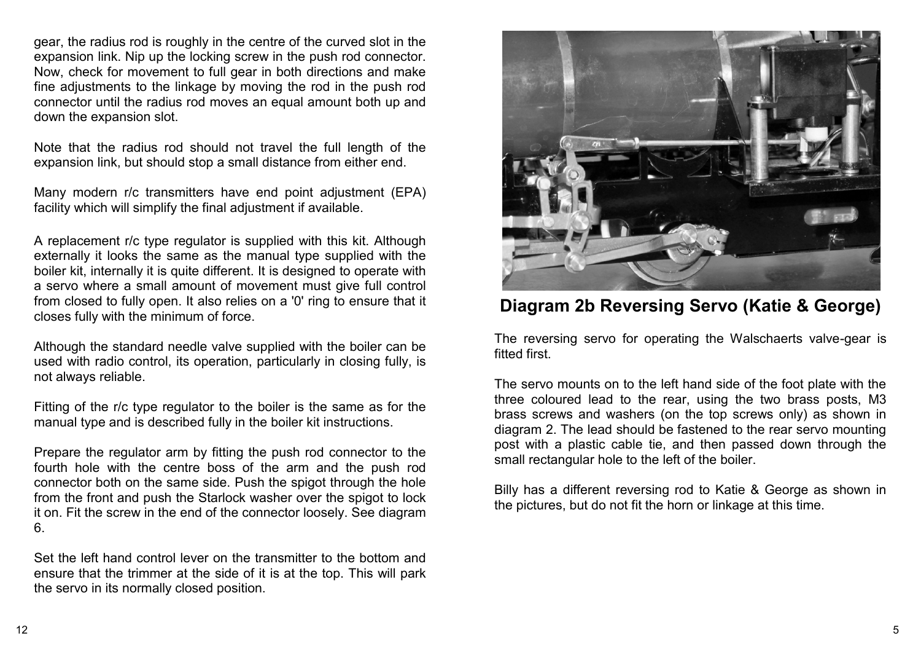gear, the radius rod is roughly in the centre of the curved slot in the expansion link. Nip up the locking screw in the push rod connector. Now, check for movement to full gear in both directions and make fine adjustments to the linkage by moving the rod in the push rod connector until the radius rod moves an equal amount both up and down the expansion slot.

Note that the radius rod should not travel the full length of the expansion link, but should stop a small distance from either end.

Many modern r/c transmitters have end point adjustment (EPA) facility which will simplify the final adjustment if available.

A replacement r/c type regulator is supplied with this kit. Although externally it looks the same as the manual type supplied with the boiler kit, internally it is quite different. It is designed to operate with a servo where a small amount of movement must give full control from closed to fully open. It also relies on a '0' ring to ensure that it closes fully with the minimum of force.

Although the standard needle valve supplied with the boiler can be used with radio control, its operation, particularly in closing fully, is not always reliable.

Fitting of the r/c type regulator to the boiler is the same as for the manual type and is described fully in the boiler kit instructions.

Prepare the regulator arm by fitting the push rod connector to the fourth hole with the centre boss of the arm and the push rod connector both on the same side. Push the spigot through the hole from the front and push the Starlock washer over the spigot to lock it on. Fit the screw in the end of the connector loosely. See diagram 6.

Set the left hand control lever on the transmitter to the bottom and ensure that the trimmer at the side of it is at the top. This will park the servo in its normally closed position.

**Diagram 2b Reversing Servo (Katie & George)**

The reversing servo for operating the Walschaerts valve-gear is fitted first.

The servo mounts on to the left hand side of the foot plate with the three coloured lead to the rear, using the two brass posts, M3 brass screws and washers (on the top screws only) as shown in diagram 2. The lead should be fastened to the rear servo mounting post with a plastic cable tie, and then passed down through the small rectangular hole to the left of the boiler.

Billy has a different reversing rod to Katie & George as shown in the pictures, but do not fit the horn or linkage at this time.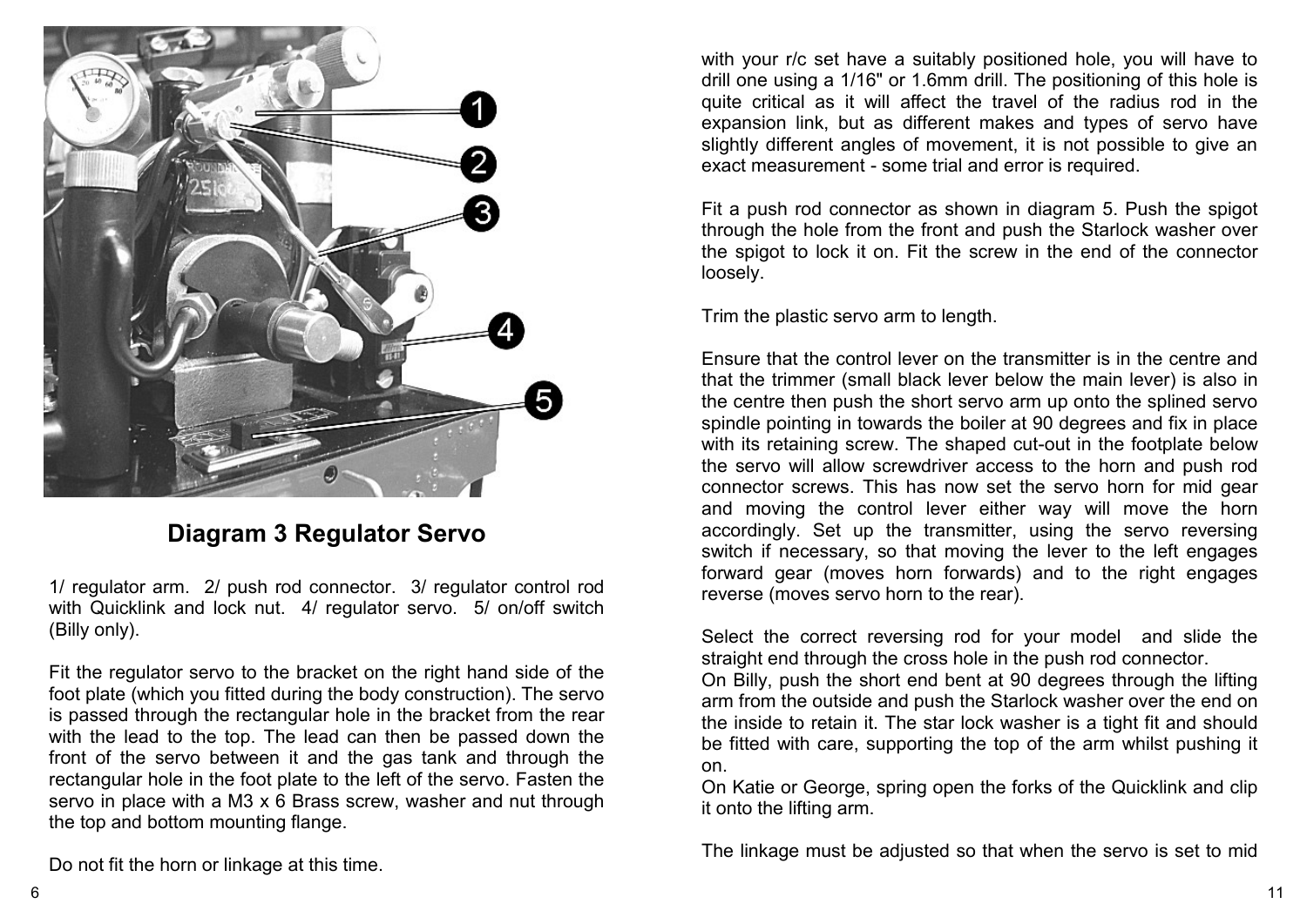## Diagram 3 Regulator Servo

1/ regulator arm. 2/ push rod connector. 3/ regulator control rod with Quicklink and lock nut. 4/ regulator servo. 5/ on/off switch (Billy only).

Fit the regulator servo to the bracket on the right hand side of the foot plate (which you fitted during the body construction). The servo is passed through the rectangular hole in the bracket from the rear with the lead to the top. The lead can then be passed down the front of the servo between it and the gas tank and through the rectangular hole in the foot plate to the left of the servo. Fasten the servo in place with a M3 x 6 Brass screw, washer and nut through the top and bottom mounting flange.

Do not fit the horn or linkage at this time.

with your r/c set have a suitably positioned hole, you will have to drill one using a 1/16" or 1.6mm drill. The positioning of this hole is quite critical as it will affect the travel of the radius rod in the expansion link, but as different makes and types of servo have slightly different angles of movement, it is not possible to give an exact measurement - some trial and error is required.

Fit a push rod connector as shown in diagram 5. Push the spigot through the hole from the front and push the Starlock washer over the spigot to lock it on. Fit the screw in the end of the connector loosely.

Trim the plastic servo arm to length.

Ensure that the control lever on the transmitter is in the centre and that the trimmer (small black lever below the main lever) is also in the centre then push the short servo arm up onto the splined servo spindle pointing in towards the boiler at 90 degrees and fix in place with its retaining screw. The shaped cut-out in the footplate below the servo will allow screwdriver access to the horn and push rod connector screws. This has now set the servo horn for mid gear and moving the control lever either way will move the horn accordingly. Set up the transmitter, using the servo reversing switch if necessary, so that moving the lever to the left engages forward gear (moves horn forwards) and to the right engages reverse (moves servo horn to the rear).

Select the correct reversing rod for your model and slide the straight end through the cross hole in the push rod connector.
On Billy, push the short end bent at 90 degrees through the lifting arm from the outside and push the Starlock washer over the end on the inside to retain it. The star lock washer is a tight fit and should be fitted with care, supporting the top of the arm whilst pushing it on.
On Katie or George, spring open the forks of the Quicklink and clip it onto the lifting arm.

The linkage must be adjusted so that when the servo is set to mid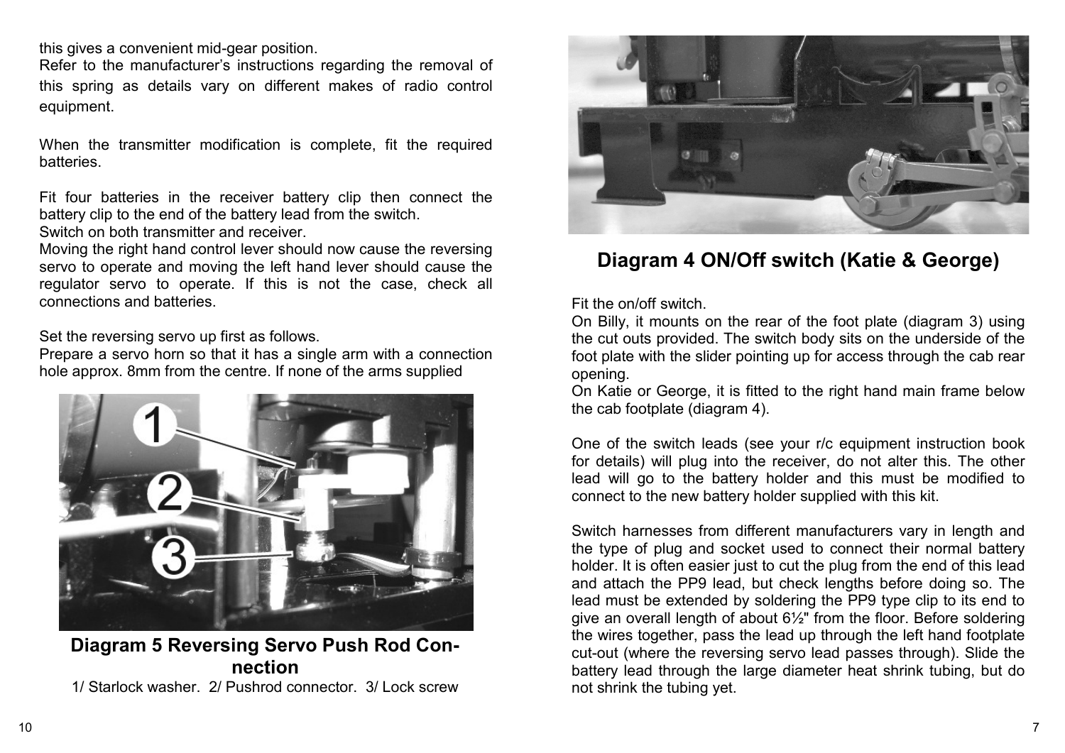this gives a convenient mid-gear position.
Refer to the manufacturer's instructions regarding the removal of this spring as details vary on different makes of radio control equipment.

When the transmitter modification is complete, fit the required batteries.

Fit four batteries in the receiver battery clip then connect the battery clip to the end of the battery lead from the switch.
Switch on both transmitter and receiver.
Moving the right hand control lever should now cause the reversing servo to operate and moving the left hand lever should cause the regulator servo to operate. If this is not the case, check all connections and batteries.

Set the reversing servo up first as follows.
Prepare a servo horn so that it has a single arm with a connection hole approx. 8mm from the centre. If none of the arms supplied

**Diagram 5 Reversing Servo Push Rod Connection**

1/ Starlock washer. 2/ Pushrod connector. 3/ Lock screw

## Diagram 4 ON/Off switch (Katie & George)

Fit the on/off switch.
On Billy, it mounts on the rear of the foot plate (diagram 3) using the cut outs provided. The switch body sits on the underside of the foot plate with the slider pointing up for access through the cab rear opening.
On Katie or George, it is fitted to the right hand main frame below the cab footplate (diagram 4).

One of the switch leads (see your r/c equipment instruction book for details) will plug into the receiver, do not alter this. The other lead will go to the battery holder and this must be modified to connect to the new battery holder supplied with this kit.

Switch harnesses from different manufacturers vary in length and the type of plug and socket used to connect their normal battery holder. It is often easier just to cut the plug from the end of this lead and attach the PP9 lead, but check lengths before doing so. The lead must be extended by soldering the PP9 type clip to its end to give an overall length of about 6½" from the floor. Before soldering the wires together, pass the lead up through the left hand footplate cut-out (where the reversing servo lead passes through). Slide the battery lead through the large diameter heat shrink tubing, but do not shrink the tubing yet.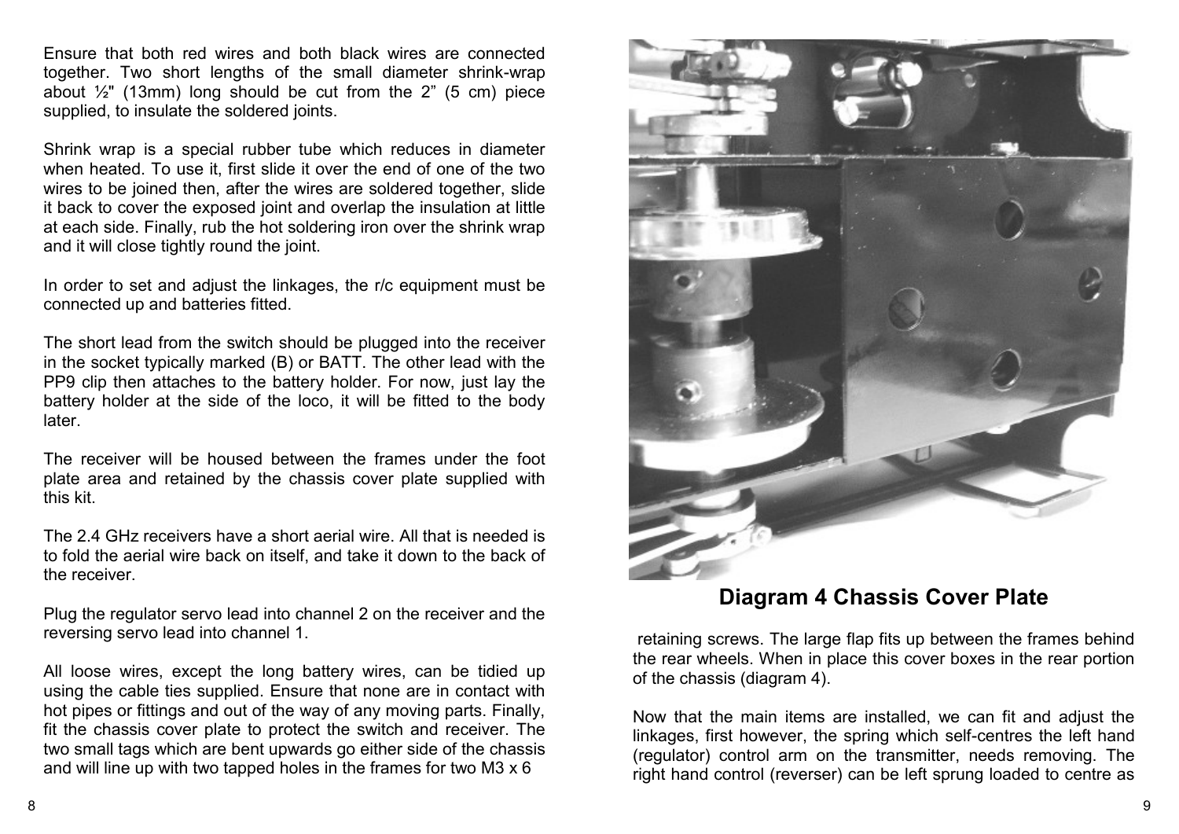Ensure that both red wires and both black wires are connected together. Two short lengths of the small diameter shrink-wrap about ½" (13mm) long should be cut from the 2" (5 cm) piece supplied, to insulate the soldered joints.

Shrink wrap is a special rubber tube which reduces in diameter when heated. To use it, first slide it over the end of one of the two wires to be joined then, after the wires are soldered together, slide it back to cover the exposed joint and overlap the insulation at little at each side. Finally, rub the hot soldering iron over the shrink wrap and it will close tightly round the joint.

In order to set and adjust the linkages, the r/c equipment must be connected up and batteries fitted.

The short lead from the switch should be plugged into the receiver in the socket typically marked (B) or BATT. The other lead with the PP9 clip then attaches to the battery holder. For now, just lay the battery holder at the side of the loco, it will be fitted to the body later.

The receiver will be housed between the frames under the foot plate area and retained by the chassis cover plate supplied with this kit.

The 2.4 GHz receivers have a short aerial wire. All that is needed is to fold the aerial wire back on itself, and take it down to the back of the receiver.

Plug the regulator servo lead into channel 2 on the receiver and the reversing servo lead into channel 1.

All loose wires, except the long battery wires, can be tidied up using the cable ties supplied. Ensure that none are in contact with hot pipes or fittings and out of the way of any moving parts. Finally, fit the chassis cover plate to protect the switch and receiver. The two small tags which are bent upwards go either side of the chassis and will line up with two tapped holes in the frames for two M3 x 6 retaining screws. The large flap fits up between the frames behind the rear wheels. When in place this cover boxes in the rear portion of the chassis (diagram 4).

## Diagram 4 Chassis Cover Plate

Now that the main items are installed, we can fit and adjust the linkages, first however, the spring which self-centres the left hand (regulator) control arm on the transmitter, needs removing. The right hand control (reverser) can be left sprung loaded to centre as